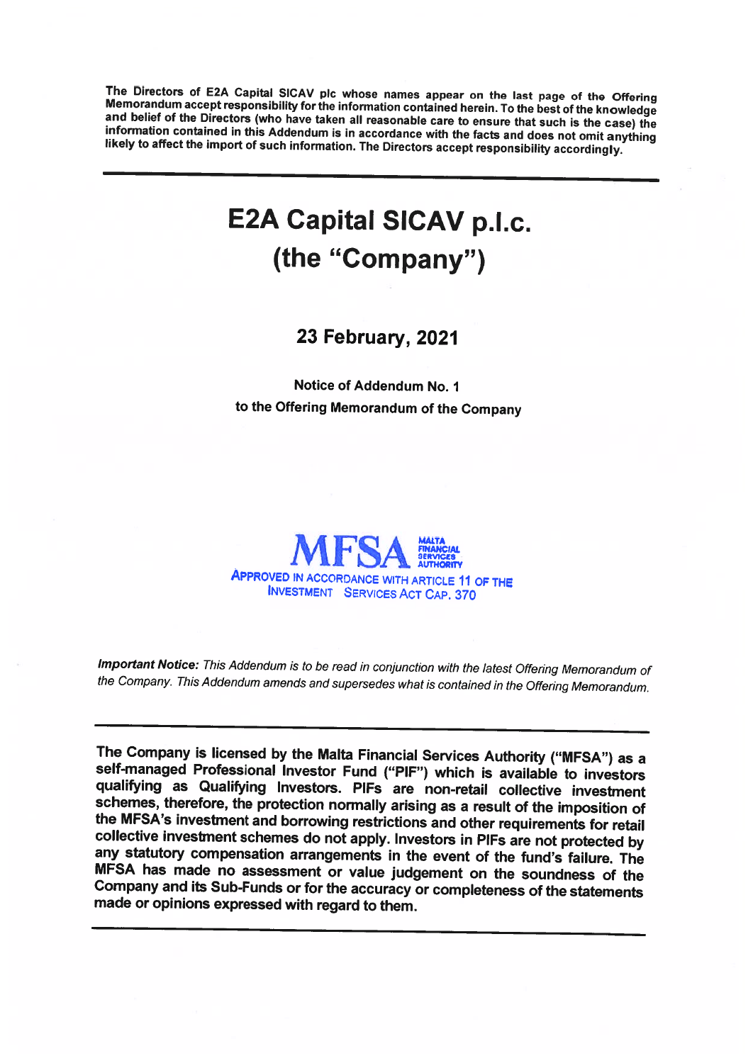**The Directors of E2A Capital SICAV plc whose names appear on the last page of the Offering Memorandum accept responsibility for the information contained herein. To the best of the knowledge and belief of the Directors (who have taken all reasonable care to ensure that such is the case) the information contained in this Addendum is in accordance with the facts and does not omit anything likely to affect the import of such information. The Directors accept responsibility accordingly.**

---

# E2A Capital SICAV p.l.c.
# (the "Company")

## 23 February, 2021

**Notice of Addendum No. 1**
**to the Offering Memorandum of the Company**

MFSA MALTA FINANCIAL SERVICES AUTHORITY
APPROVED IN ACCORDANCE WITH ARTICLE 11 OF THE INVESTMENT SERVICES ACT CAP. 370

***Important Notice:*** *This Addendum is to be read in conjunction with the latest Offering Memorandum of the Company. This Addendum amends and supersedes what is contained in the Offering Memorandum.*

---

**The Company is licensed by the Malta Financial Services Authority ("MFSA") as a self-managed Professional Investor Fund ("PIF") which is available to investors qualifying as Qualifying Investors. PIFs are non-retail collective investment schemes, therefore, the protection normally arising as a result of the imposition of the MFSA's investment and borrowing restrictions and other requirements for retail collective investment schemes do not apply. Investors in PIFs are not protected by any statutory compensation arrangements in the event of the fund's failure. The MFSA has made no assessment or value judgement on the soundness of the Company and its Sub-Funds or for the accuracy or completeness of the statements made or opinions expressed with regard to them.**

---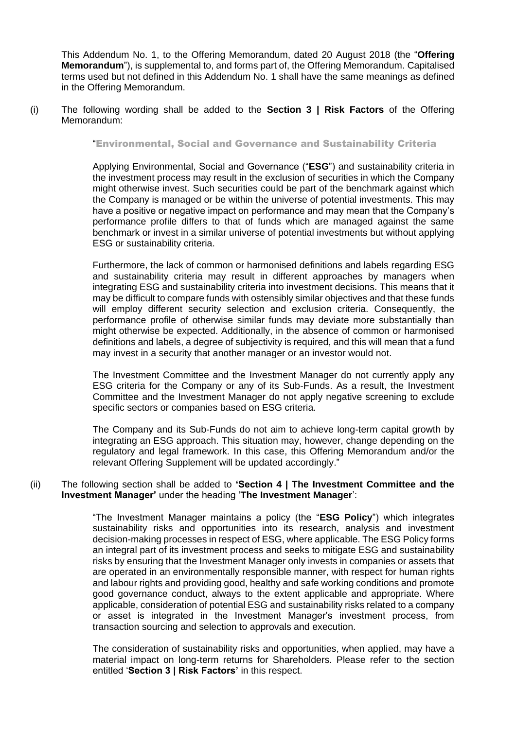This Addendum No. 1, to the Offering Memorandum, dated 20 August 2018 (the "**Offering Memorandum**"), is supplemental to, and forms part of, the Offering Memorandum. Capitalised terms used but not defined in this Addendum No. 1 shall have the same meanings as defined in the Offering Memorandum.

(i) The following wording shall be added to the **Section 3 | Risk Factors** of the Offering Memorandum:

"**Environmental, Social and Governance and Sustainability Criteria**

Applying Environmental, Social and Governance ("**ESG**") and sustainability criteria in the investment process may result in the exclusion of securities in which the Company might otherwise invest. Such securities could be part of the benchmark against which the Company is managed or be within the universe of potential investments. This may have a positive or negative impact on performance and may mean that the Company's performance profile differs to that of funds which are managed against the same benchmark or invest in a similar universe of potential investments but without applying ESG or sustainability criteria.

Furthermore, the lack of common or harmonised definitions and labels regarding ESG and sustainability criteria may result in different approaches by managers when integrating ESG and sustainability criteria into investment decisions. This means that it may be difficult to compare funds with ostensibly similar objectives and that these funds will employ different security selection and exclusion criteria. Consequently, the performance profile of otherwise similar funds may deviate more substantially than might otherwise be expected. Additionally, in the absence of common or harmonised definitions and labels, a degree of subjectivity is required, and this will mean that a fund may invest in a security that another manager or an investor would not.

The Investment Committee and the Investment Manager do not currently apply any ESG criteria for the Company or any of its Sub-Funds. As a result, the Investment Committee and the Investment Manager do not apply negative screening to exclude specific sectors or companies based on ESG criteria.

The Company and its Sub-Funds do not aim to achieve long-term capital growth by integrating an ESG approach. This situation may, however, change depending on the regulatory and legal framework. In this case, this Offering Memorandum and/or the relevant Offering Supplement will be updated accordingly."

(ii) The following section shall be added to **'Section 4 | The Investment Committee and the Investment Manager'** under the heading '**The Investment Manager**':

"The Investment Manager maintains a policy (the "**ESG Policy**") which integrates sustainability risks and opportunities into its research, analysis and investment decision-making processes in respect of ESG, where applicable. The ESG Policy forms an integral part of its investment process and seeks to mitigate ESG and sustainability risks by ensuring that the Investment Manager only invests in companies or assets that are operated in an environmentally responsible manner, with respect for human rights and labour rights and providing good, healthy and safe working conditions and promote good governance conduct, always to the extent applicable and appropriate. Where applicable, consideration of potential ESG and sustainability risks related to a company or asset is integrated in the Investment Manager's investment process, from transaction sourcing and selection to approvals and execution.

The consideration of sustainability risks and opportunities, when applied, may have a material impact on long-term returns for Shareholders. Please refer to the section entitled '**Section 3 | Risk Factors**' in this respect.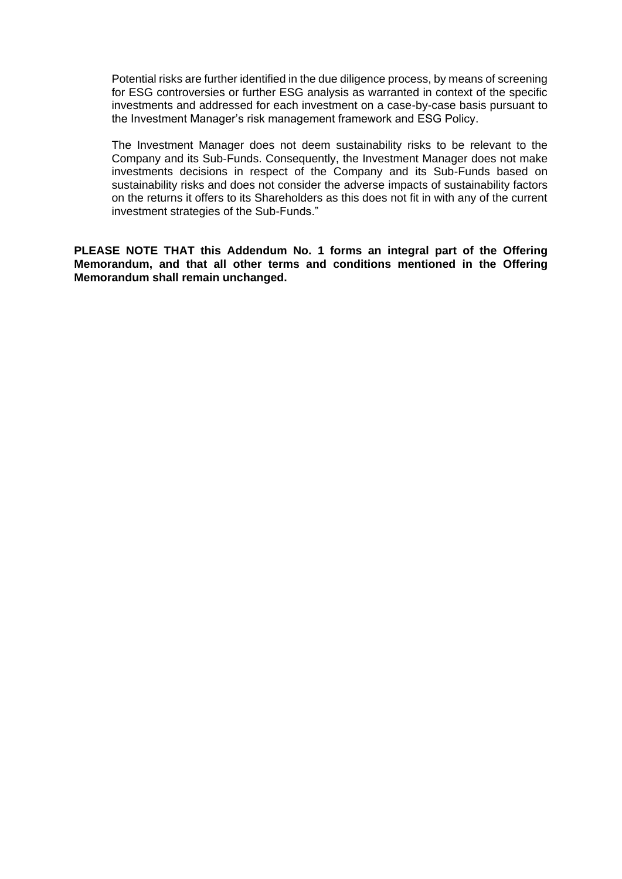Potential risks are further identified in the due diligence process, by means of screening for ESG controversies or further ESG analysis as warranted in context of the specific investments and addressed for each investment on a case-by-case basis pursuant to the Investment Manager's risk management framework and ESG Policy.

The Investment Manager does not deem sustainability risks to be relevant to the Company and its Sub-Funds. Consequently, the Investment Manager does not make investments decisions in respect of the Company and its Sub-Funds based on sustainability risks and does not consider the adverse impacts of sustainability factors on the returns it offers to its Shareholders as this does not fit in with any of the current investment strategies of the Sub-Funds."

**PLEASE NOTE THAT this Addendum No. 1 forms an integral part of the Offering Memorandum, and that all other terms and conditions mentioned in the Offering Memorandum shall remain unchanged.**